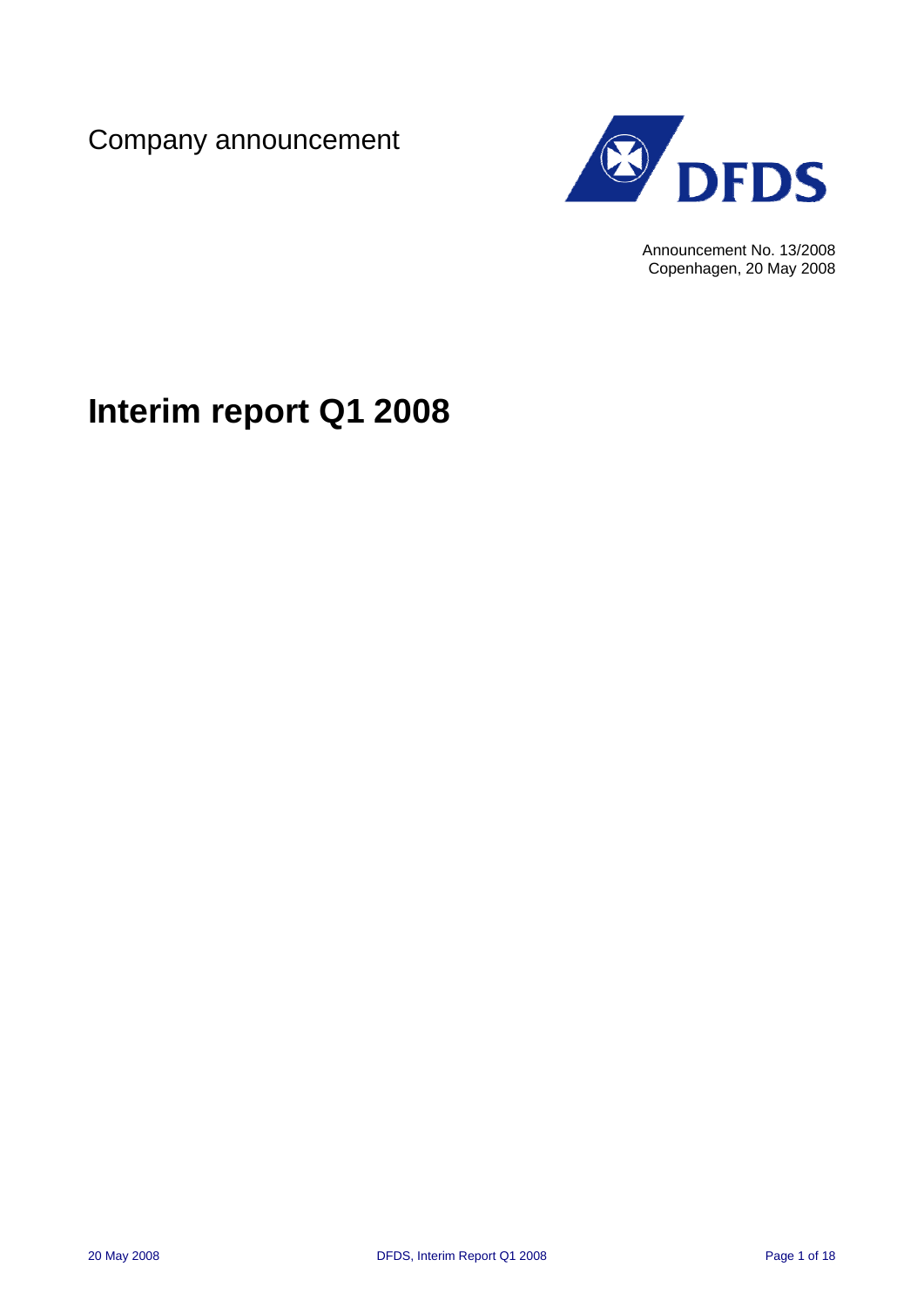Company announcement

DFDS

Announcement No. 13/2008
Copenhagen, 20 May 2008

# Interim report Q1 2008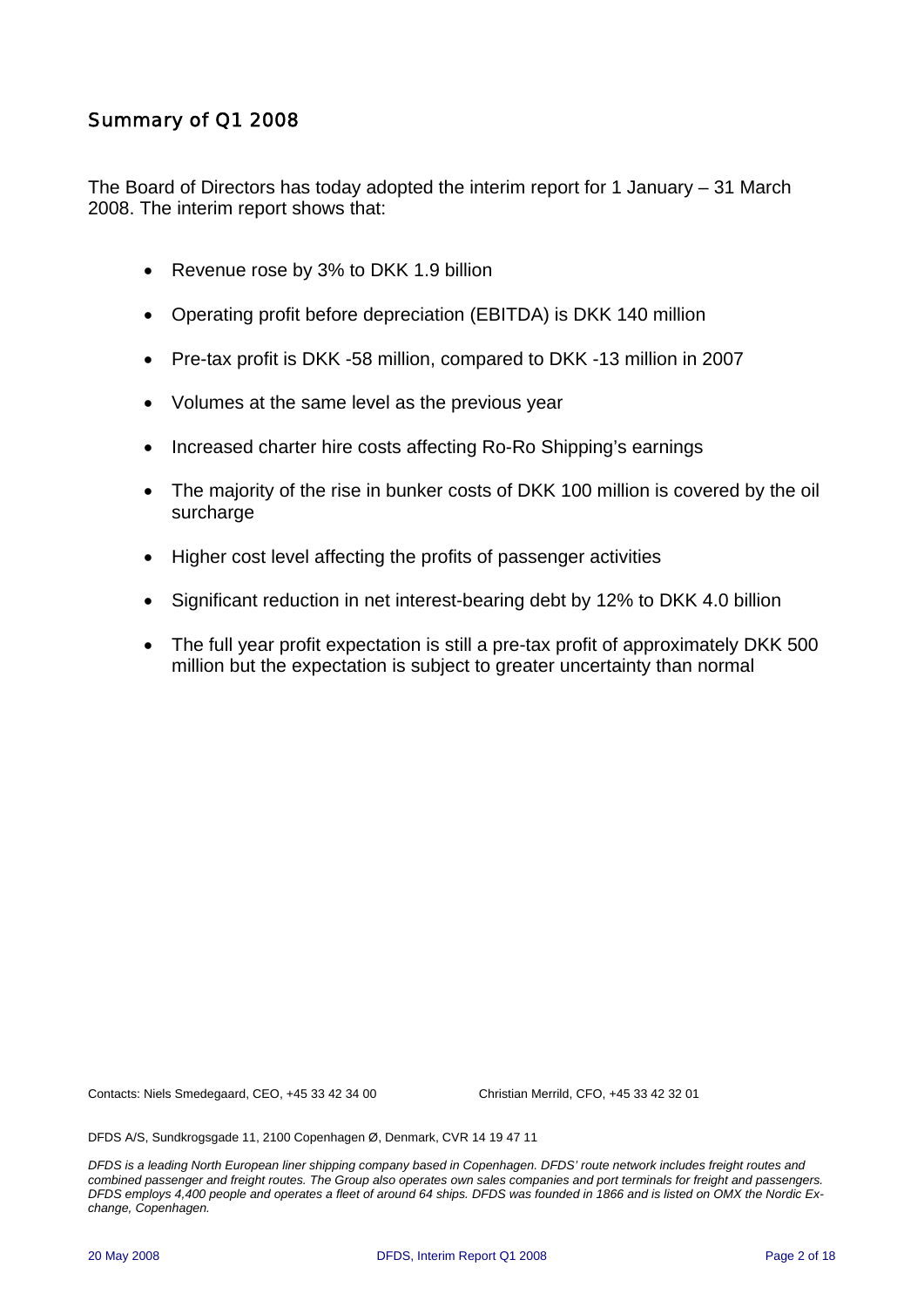## Summary of Q1 2008

The Board of Directors has today adopted the interim report for 1 January – 31 March 2008. The interim report shows that:

- Revenue rose by 3% to DKK 1.9 billion
- Operating profit before depreciation (EBITDA) is DKK 140 million
- Pre-tax profit is DKK -58 million, compared to DKK -13 million in 2007
- Volumes at the same level as the previous year
- Increased charter hire costs affecting Ro-Ro Shipping's earnings
- The majority of the rise in bunker costs of DKK 100 million is covered by the oil surcharge
- Higher cost level affecting the profits of passenger activities
- Significant reduction in net interest-bearing debt by 12% to DKK 4.0 billion
- The full year profit expectation is still a pre-tax profit of approximately DKK 500 million but the expectation is subject to greater uncertainty than normal

Contacts: Niels Smedegaard, CEO, +45 33 42 34 00 Christian Merrild, CFO, +45 33 42 32 01

DFDS A/S, Sundkrogsgade 11, 2100 Copenhagen Ø, Denmark, CVR 14 19 47 11

*DFDS is a leading North European liner shipping company based in Copenhagen. DFDS' route network includes freight routes and combined passenger and freight routes. The Group also operates own sales companies and port terminals for freight and passengers. DFDS employs 4,400 people and operates a fleet of around 64 ships. DFDS was founded in 1866 and is listed on OMX the Nordic Exchange, Copenhagen.*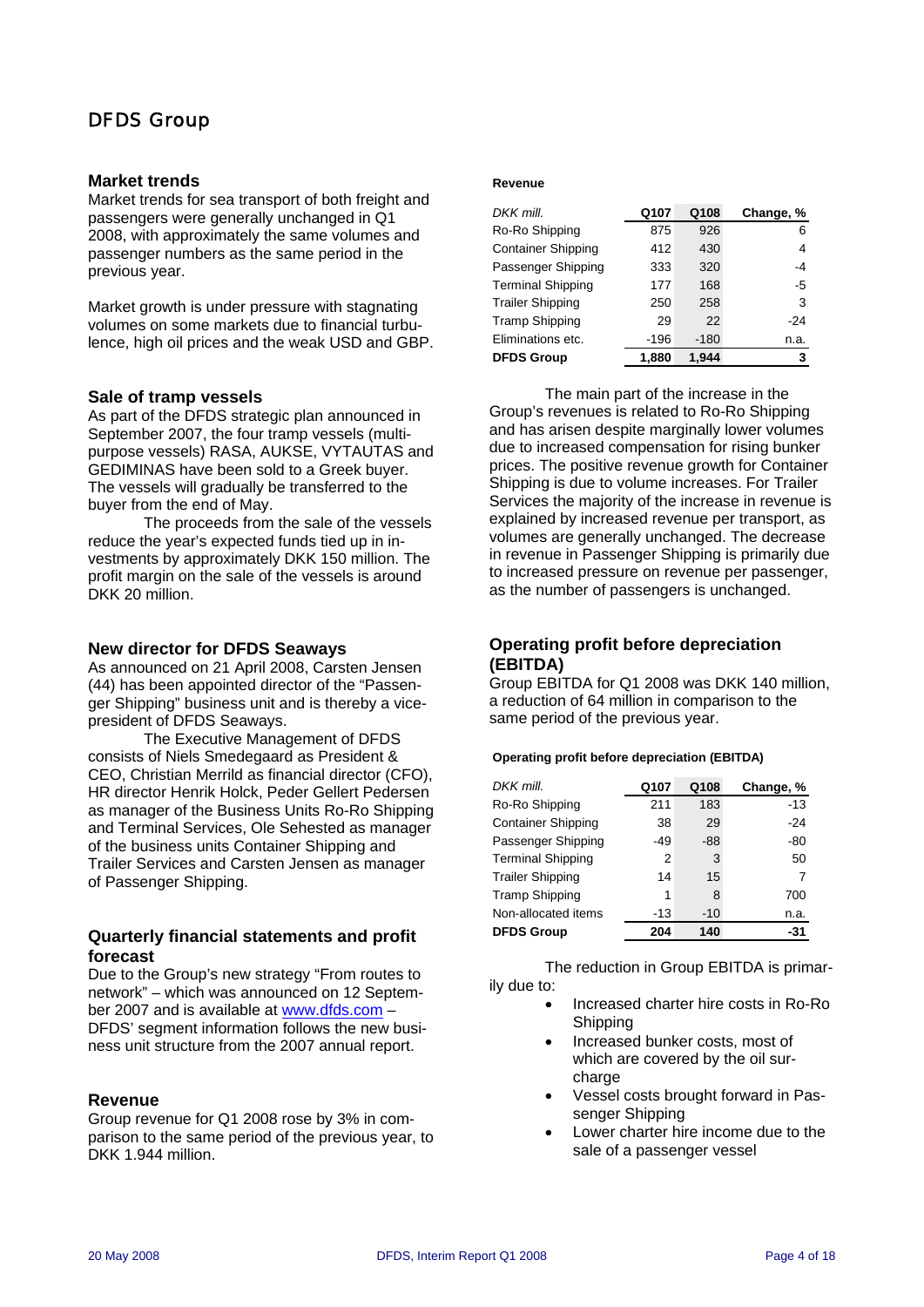# DFDS Group

## Market trends

Market trends for sea transport of both freight and passengers were generally unchanged in Q1 2008, with approximately the same volumes and passenger numbers as the same period in the previous year.

Market growth is under pressure with stagnating volumes on some markets due to financial turbulence, high oil prices and the weak USD and GBP.

## Sale of tramp vessels

As part of the DFDS strategic plan announced in September 2007, the four tramp vessels (multi-purpose vessels) RASA, AUKSE, VYTAUTAS and GEDIMINAS have been sold to a Greek buyer. The vessels will gradually be transferred to the buyer from the end of May.

The proceeds from the sale of the vessels reduce the year's expected funds tied up in investments by approximately DKK 150 million. The profit margin on the sale of the vessels is around DKK 20 million.

## New director for DFDS Seaways

As announced on 21 April 2008, Carsten Jensen (44) has been appointed director of the "Passenger Shipping" business unit and is thereby a vice-president of DFDS Seaways.

The Executive Management of DFDS consists of Niels Smedegaard as President & CEO, Christian Merrild as financial director (CFO), HR director Henrik Holck, Peder Gellert Pedersen as manager of the Business Units Ro-Ro Shipping and Terminal Services, Ole Sehested as manager of the business units Container Shipping and Trailer Services and Carsten Jensen as manager of Passenger Shipping.

## Quarterly financial statements and profit forecast

Due to the Group's new strategy "From routes to network" – which was announced on 12 September 2007 and is available at www.dfds.com – DFDS' segment information follows the new business unit structure from the 2007 annual report.

## Revenue

Group revenue for Q1 2008 rose by 3% in comparison to the same period of the previous year, to DKK 1.944 million.

**Revenue**

| *DKK mill.* | Q107 | Q108 | Change, % |
|---|---|---|---|
| Ro-Ro Shipping | 875 | 926 | 6 |
| Container Shipping | 412 | 430 | 4 |
| Passenger Shipping | 333 | 320 | -4 |
| Terminal Shipping | 177 | 168 | -5 |
| Trailer Shipping | 250 | 258 | 3 |
| Tramp Shipping | 29 | 22 | -24 |
| Eliminations etc. | -196 | -180 | n.a. |
| **DFDS Group** | **1,880** | **1,944** | **3** |

The main part of the increase in the Group's revenues is related to Ro-Ro Shipping and has arisen despite marginally lower volumes due to increased compensation for rising bunker prices. The positive revenue growth for Container Shipping is due to volume increases. For Trailer Services the majority of the increase in revenue is explained by increased revenue per transport, as volumes are generally unchanged. The decrease in revenue in Passenger Shipping is primarily due to increased pressure on revenue per passenger, as the number of passengers is unchanged.

## Operating profit before depreciation (EBITDA)

Group EBITDA for Q1 2008 was DKK 140 million, a reduction of 64 million in comparison to the same period of the previous year.

**Operating profit before depreciation (EBITDA)**

| *DKK mill.* | Q107 | Q108 | Change, % |
|---|---|---|---|
| Ro-Ro Shipping | 211 | 183 | -13 |
| Container Shipping | 38 | 29 | -24 |
| Passenger Shipping | -49 | -88 | -80 |
| Terminal Shipping | 2 | 3 | 50 |
| Trailer Shipping | 14 | 15 | 7 |
| Tramp Shipping | 1 | 8 | 700 |
| Non-allocated items | -13 | -10 | n.a. |
| **DFDS Group** | **204** | **140** | **-31** |

The reduction in Group EBITDA is primarily due to:

- Increased charter hire costs in Ro-Ro Shipping
- Increased bunker costs, most of which are covered by the oil surcharge
- Vessel costs brought forward in Passenger Shipping
- Lower charter hire income due to the sale of a passenger vessel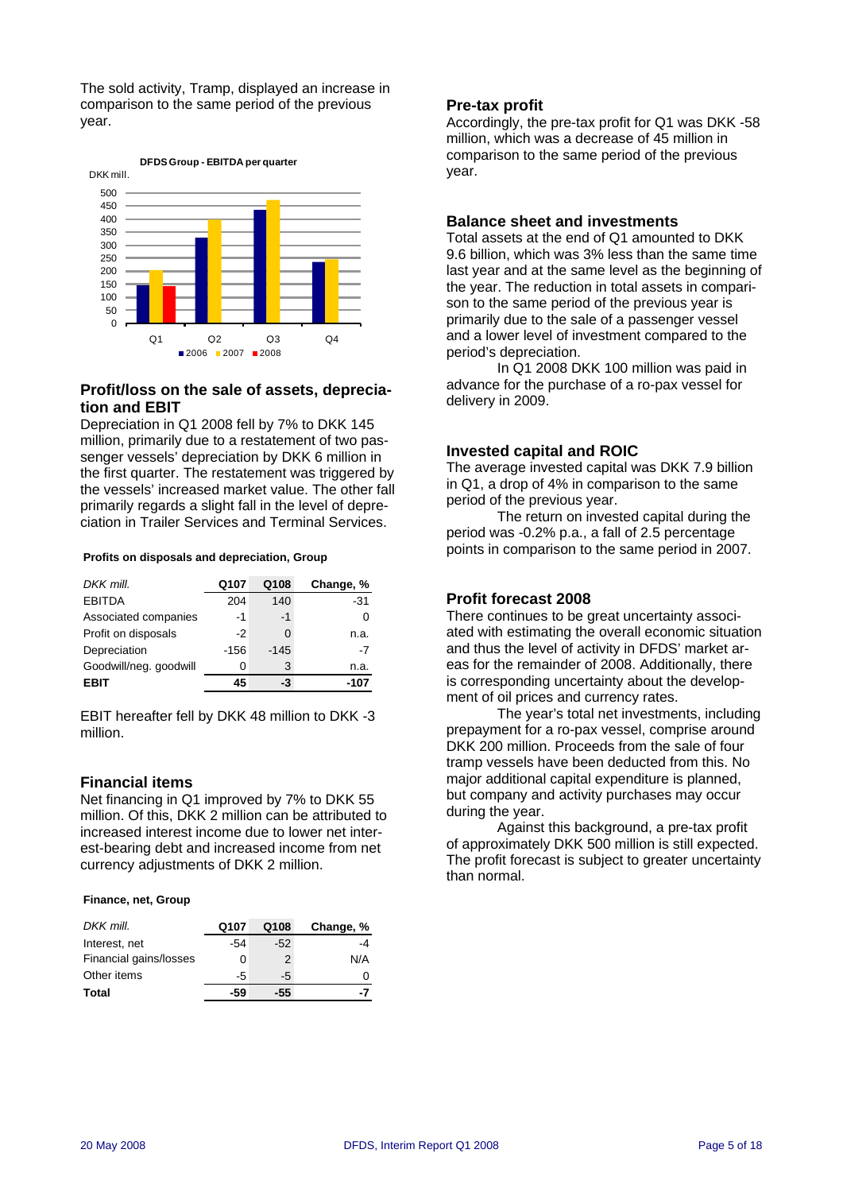The sold activity, Tramp, displayed an increase in comparison to the same period of the previous year.

**DFDS Group - EBITDA per quarter**

DKK mill.

## Profit/loss on the sale of assets, depreciation and EBIT

Depreciation in Q1 2008 fell by 7% to DKK 145 million, primarily due to a restatement of two passenger vessels' depreciation by DKK 6 million in the first quarter. The restatement was triggered by the vessels' increased market value. The other fall primarily regards a slight fall in the level of depreciation in Trailer Services and Terminal Services.

**Profits on disposals and depreciation, Group**

| *DKK mill.* | Q107 | Q108 | Change, % |
|---|---|---|---|
| EBITDA | 204 | 140 | -31 |
| Associated companies | -1 | -1 | 0 |
| Profit on disposals | -2 | 0 | n.a. |
| Depreciation | -156 | -145 | -7 |
| Goodwill/neg. goodwill | 0 | 3 | n.a. |
| **EBIT** | **45** | **-3** | **-107** |

EBIT hereafter fell by DKK 48 million to DKK -3 million.

## Financial items

Net financing in Q1 improved by 7% to DKK 55 million. Of this, DKK 2 million can be attributed to increased interest income due to lower net interest-bearing debt and increased income from net currency adjustments of DKK 2 million.

**Finance, net, Group**

| *DKK mill.* | Q107 | Q108 | Change, % |
|---|---|---|---|
| Interest, net | -54 | -52 | -4 |
| Financial gains/losses | 0 | 2 | N/A |
| Other items | -5 | -5 | 0 |
| **Total** | **-59** | **-55** | **-7** |

## Pre-tax profit

Accordingly, the pre-tax profit for Q1 was DKK -58 million, which was a decrease of 45 million in comparison to the same period of the previous year.

## Balance sheet and investments

Total assets at the end of Q1 amounted to DKK 9.6 billion, which was 3% less than the same time last year and at the same level as the beginning of the year. The reduction in total assets in comparison to the same period of the previous year is primarily due to the sale of a passenger vessel and a lower level of investment compared to the period's depreciation.

In Q1 2008 DKK 100 million was paid in advance for the purchase of a ro-pax vessel for delivery in 2009.

## Invested capital and ROIC

The average invested capital was DKK 7.9 billion in Q1, a drop of 4% in comparison to the same period of the previous year.

The return on invested capital during the period was -0.2% p.a., a fall of 2.5 percentage points in comparison to the same period in 2007.

## Profit forecast 2008

There continues to be great uncertainty associated with estimating the overall economic situation and thus the level of activity in DFDS' market areas for the remainder of 2008. Additionally, there is corresponding uncertainty about the development of oil prices and currency rates.

The year's total net investments, including prepayment for a ro-pax vessel, comprise around DKK 200 million. Proceeds from the sale of four tramp vessels have been deducted from this. No major additional capital expenditure is planned, but company and activity purchases may occur during the year.

Against this background, a pre-tax profit of approximately DKK 500 million is still expected. The profit forecast is subject to greater uncertainty than normal.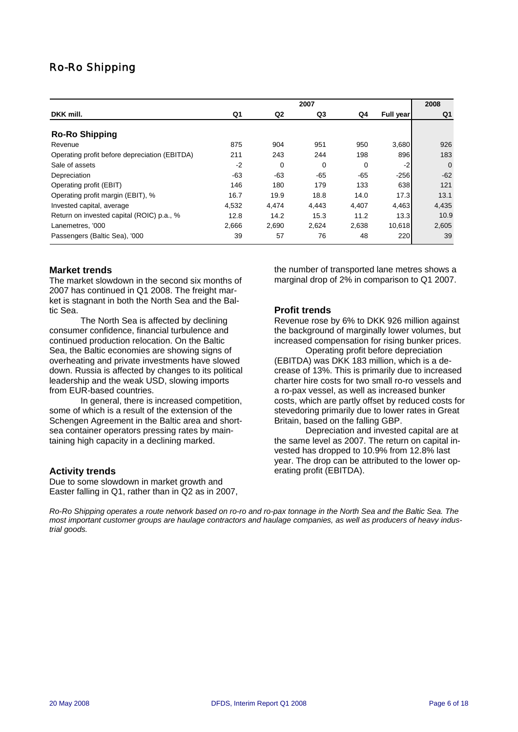# Ro-Ro Shipping

| DKK mill. | 2007 Q1 | 2007 Q2 | 2007 Q3 | 2007 Q4 | 2007 Full year | 2008 Q1 |
|---|---|---|---|---|---|---|
| **Ro-Ro Shipping** | | | | | | |
| Revenue | 875 | 904 | 951 | 950 | 3,680 | 926 |
| Operating profit before depreciation (EBITDA) | 211 | 243 | 244 | 198 | 896 | 183 |
| Sale of assets | -2 | 0 | 0 | 0 | -2 | 0 |
| Depreciation | -63 | -63 | -65 | -65 | -256 | -62 |
| Operating profit (EBIT) | 146 | 180 | 179 | 133 | 638 | 121 |
| Operating profit margin (EBIT), % | 16.7 | 19.9 | 18.8 | 14.0 | 17.3 | 13.1 |
| Invested capital, average | 4,532 | 4,474 | 4,443 | 4,407 | 4,463 | 4,435 |
| Return on invested capital (ROIC) p.a., % | 12.8 | 14.2 | 15.3 | 11.2 | 13.3 | 10.9 |
| Lanemetres, '000 | 2,666 | 2,690 | 2,624 | 2,638 | 10,618 | 2,605 |
| Passengers (Baltic Sea), '000 | 39 | 57 | 76 | 48 | 220 | 39 |

### Market trends

The market slowdown in the second six months of 2007 has continued in Q1 2008. The freight market is stagnant in both the North Sea and the Baltic Sea.

The North Sea is affected by declining consumer confidence, financial turbulence and continued production relocation. On the Baltic Sea, the Baltic economies are showing signs of overheating and private investments have slowed down. Russia is affected by changes to its political leadership and the weak USD, slowing imports from EUR-based countries.

In general, there is increased competition, some of which is a result of the extension of the Schengen Agreement in the Baltic area and short-sea container operators pressing rates by maintaining high capacity in a declining marked.

### Activity trends

Due to some slowdown in market growth and Easter falling in Q1, rather than in Q2 as in 2007, the number of transported lane metres shows a marginal drop of 2% in comparison to Q1 2007.

### Profit trends

Revenue rose by 6% to DKK 926 million against the background of marginally lower volumes, but increased compensation for rising bunker prices.

Operating profit before depreciation (EBITDA) was DKK 183 million, which is a decrease of 13%. This is primarily due to increased charter hire costs for two small ro-ro vessels and a ro-pax vessel, as well as increased bunker costs, which are partly offset by reduced costs for stevedoring primarily due to lower rates in Great Britain, based on the falling GBP.

Depreciation and invested capital are at the same level as 2007. The return on capital invested has dropped to 10.9% from 12.8% last year. The drop can be attributed to the lower operating profit (EBITDA).

*Ro-Ro Shipping operates a route network based on ro-ro and ro-pax tonnage in the North Sea and the Baltic Sea. The most important customer groups are haulage contractors and haulage companies, as well as producers of heavy industrial goods.*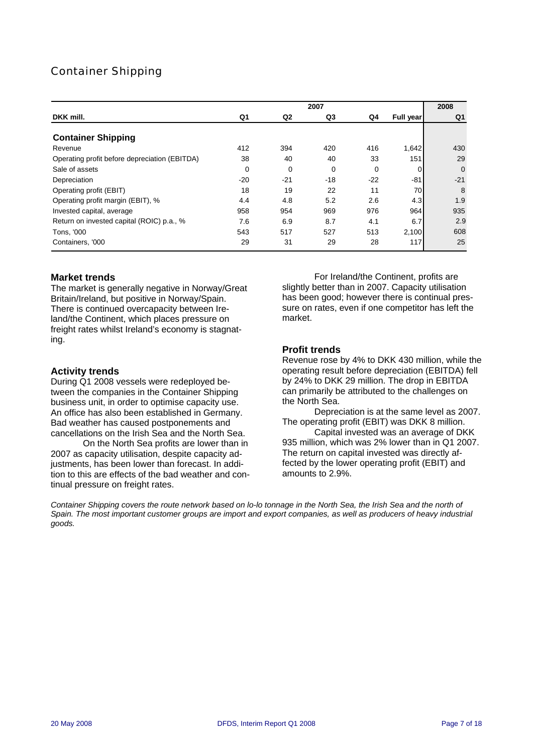# Container Shipping

| DKK mill. | 2007 Q1 | 2007 Q2 | 2007 Q3 | 2007 Q4 | 2007 Full year | 2008 Q1 |
|---|---|---|---|---|---|---|
| **Container Shipping** | | | | | | |
| Revenue | 412 | 394 | 420 | 416 | 1,642 | 430 |
| Operating profit before depreciation (EBITDA) | 38 | 40 | 40 | 33 | 151 | 29 |
| Sale of assets | 0 | 0 | 0 | 0 | 0 | 0 |
| Depreciation | -20 | -21 | -18 | -22 | -81 | -21 |
| Operating profit (EBIT) | 18 | 19 | 22 | 11 | 70 | 8 |
| Operating profit margin (EBIT), % | 4.4 | 4.8 | 5.2 | 2.6 | 4.3 | 1.9 |
| Invested capital, average | 958 | 954 | 969 | 976 | 964 | 935 |
| Return on invested capital (ROIC) p.a., % | 7.6 | 6.9 | 8.7 | 4.1 | 6.7 | 2.9 |
| Tons, '000 | 543 | 517 | 527 | 513 | 2,100 | 608 |
| Containers, '000 | 29 | 31 | 29 | 28 | 117 | 25 |

### Market trends

The market is generally negative in Norway/Great Britain/Ireland, but positive in Norway/Spain. There is continued overcapacity between Ireland/the Continent, which places pressure on freight rates whilst Ireland's economy is stagnating.

### Activity trends

During Q1 2008 vessels were redeployed between the companies in the Container Shipping business unit, in order to optimise capacity use. An office has also been established in Germany. Bad weather has caused postponements and cancellations on the Irish Sea and the North Sea.

On the North Sea profits are lower than in 2007 as capacity utilisation, despite capacity adjustments, has been lower than forecast. In addition to this are effects of the bad weather and continual pressure on freight rates.

For Ireland/the Continent, profits are slightly better than in 2007. Capacity utilisation has been good; however there is continual pressure on rates, even if one competitor has left the market.

### Profit trends

Revenue rose by 4% to DKK 430 million, while the operating result before depreciation (EBITDA) fell by 24% to DKK 29 million. The drop in EBITDA can primarily be attributed to the challenges on the North Sea.

Depreciation is at the same level as 2007. The operating profit (EBIT) was DKK 8 million.

Capital invested was an average of DKK 935 million, which was 2% lower than in Q1 2007. The return on capital invested was directly affected by the lower operating profit (EBIT) and amounts to 2.9%.

*Container Shipping covers the route network based on lo-lo tonnage in the North Sea, the Irish Sea and the north of Spain. The most important customer groups are import and export companies, as well as producers of heavy industrial goods.*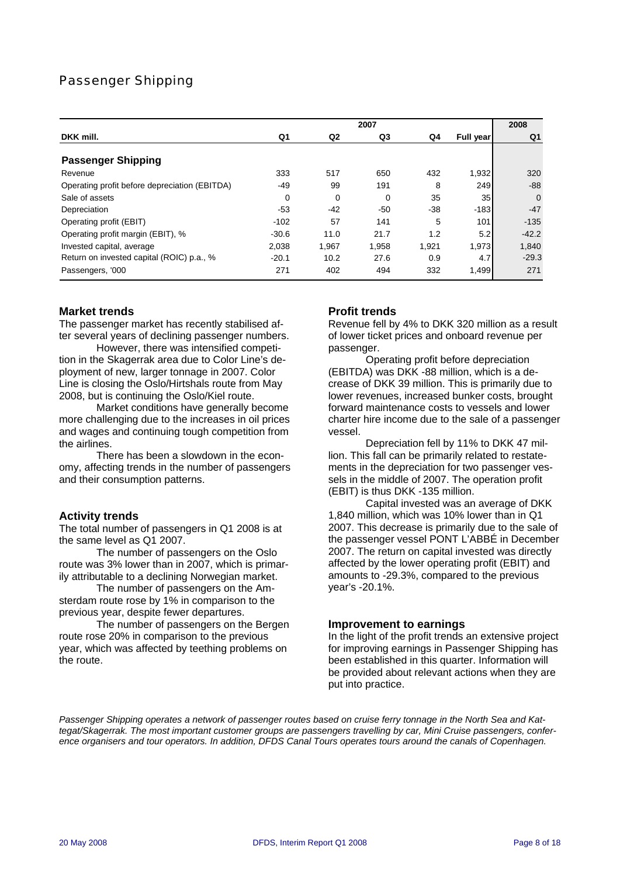# Passenger Shipping

| DKK mill. | 2007 Q1 | 2007 Q2 | 2007 Q3 | 2007 Q4 | 2007 Full year | 2008 Q1 |
|---|---|---|---|---|---|---|
| **Passenger Shipping** | | | | | | |
| Revenue | 333 | 517 | 650 | 432 | 1,932 | 320 |
| Operating profit before depreciation (EBITDA) | -49 | 99 | 191 | 8 | 249 | -88 |
| Sale of assets | 0 | 0 | 0 | 35 | 35 | 0 |
| Depreciation | -53 | -42 | -50 | -38 | -183 | -47 |
| Operating profit (EBIT) | -102 | 57 | 141 | 5 | 101 | -135 |
| Operating profit margin (EBIT), % | -30.6 | 11.0 | 21.7 | 1.2 | 5.2 | -42.2 |
| Invested capital, average | 2,038 | 1,967 | 1,958 | 1,921 | 1,973 | 1,840 |
| Return on invested capital (ROIC) p.a., % | -20.1 | 10.2 | 27.6 | 0.9 | 4.7 | -29.3 |
| Passengers, '000 | 271 | 402 | 494 | 332 | 1,499 | 271 |

### Market trends

The passenger market has recently stabilised after several years of declining passenger numbers.

However, there was intensified competition in the Skagerrak area due to Color Line's deployment of new, larger tonnage in 2007. Color Line is closing the Oslo/Hirtshals route from May 2008, but is continuing the Oslo/Kiel route.

Market conditions have generally become more challenging due to the increases in oil prices and wages and continuing tough competition from the airlines.

There has been a slowdown in the economy, affecting trends in the number of passengers and their consumption patterns.

### Activity trends

The total number of passengers in Q1 2008 is at the same level as Q1 2007.

The number of passengers on the Oslo route was 3% lower than in 2007, which is primarily attributable to a declining Norwegian market.

The number of passengers on the Amsterdam route rose by 1% in comparison to the previous year, despite fewer departures.

The number of passengers on the Bergen route rose 20% in comparison to the previous year, which was affected by teething problems on the route.

### Profit trends

Revenue fell by 4% to DKK 320 million as a result of lower ticket prices and onboard revenue per passenger.

Operating profit before depreciation (EBITDA) was DKK -88 million, which is a decrease of DKK 39 million. This is primarily due to lower revenues, increased bunker costs, brought forward maintenance costs to vessels and lower charter hire income due to the sale of a passenger vessel.

Depreciation fell by 11% to DKK 47 million. This fall can be primarily related to restatements in the depreciation for two passenger vessels in the middle of 2007. The operation profit (EBIT) is thus DKK -135 million.

Capital invested was an average of DKK 1,840 million, which was 10% lower than in Q1 2007. This decrease is primarily due to the sale of the passenger vessel PONT L'ABBÉ in December 2007. The return on capital invested was directly affected by the lower operating profit (EBIT) and amounts to -29.3%, compared to the previous year's -20.1%.

### Improvement to earnings

In the light of the profit trends an extensive project for improving earnings in Passenger Shipping has been established in this quarter. Information will be provided about relevant actions when they are put into practice.

*Passenger Shipping operates a network of passenger routes based on cruise ferry tonnage in the North Sea and Kattegat/Skagerrak. The most important customer groups are passengers travelling by car, Mini Cruise passengers, conference organisers and tour operators. In addition, DFDS Canal Tours operates tours around the canals of Copenhagen.*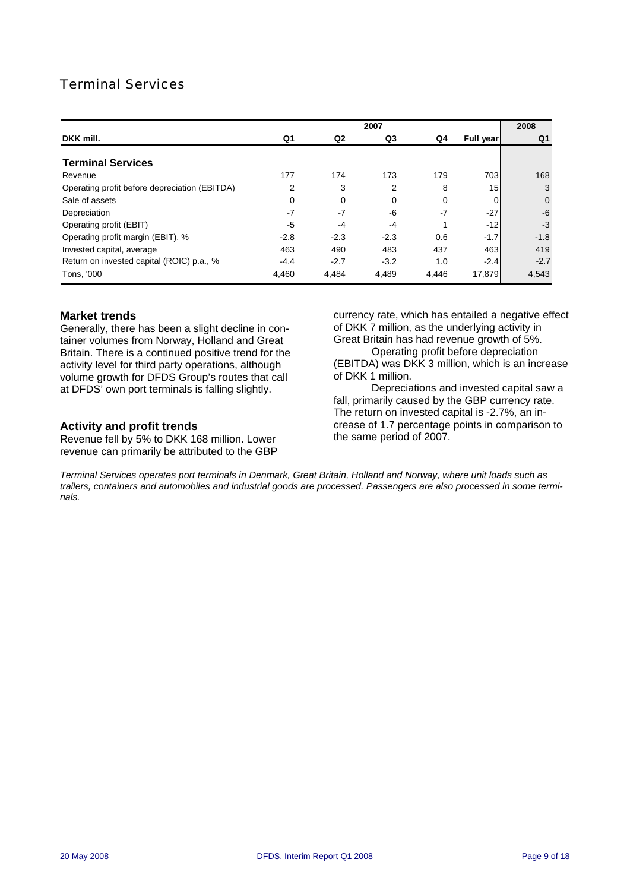# Terminal Services

| DKK mill. | 2007 Q1 | 2007 Q2 | 2007 Q3 | 2007 Q4 | 2007 Full year | 2008 Q1 |
|---|---|---|---|---|---|---|
| **Terminal Services** | | | | | | |
| Revenue | 177 | 174 | 173 | 179 | 703 | 168 |
| Operating profit before depreciation (EBITDA) | 2 | 3 | 2 | 8 | 15 | 3 |
| Sale of assets | 0 | 0 | 0 | 0 | 0 | 0 |
| Depreciation | -7 | -7 | -6 | -7 | -27 | -6 |
| Operating profit (EBIT) | -5 | -4 | -4 | 1 | -12 | -3 |
| Operating profit margin (EBIT), % | -2.8 | -2.3 | -2.3 | 0.6 | -1.7 | -1.8 |
| Invested capital, average | 463 | 490 | 483 | 437 | 463 | 419 |
| Return on invested capital (ROIC) p.a., % | -4.4 | -2.7 | -3.2 | 1.0 | -2.4 | -2.7 |
| Tons, '000 | 4,460 | 4,484 | 4,489 | 4,446 | 17,879 | 4,543 |

### Market trends

Generally, there has been a slight decline in container volumes from Norway, Holland and Great Britain. There is a continued positive trend for the activity level for third party operations, although volume growth for DFDS Group's routes that call at DFDS' own port terminals is falling slightly.

### Activity and profit trends

Revenue fell by 5% to DKK 168 million. Lower revenue can primarily be attributed to the GBP currency rate, which has entailed a negative effect of DKK 7 million, as the underlying activity in Great Britain has had revenue growth of 5%.

Operating profit before depreciation (EBITDA) was DKK 3 million, which is an increase of DKK 1 million.

Depreciations and invested capital saw a fall, primarily caused by the GBP currency rate. The return on invested capital is -2.7%, an increase of 1.7 percentage points in comparison to the same period of 2007.

*Terminal Services operates port terminals in Denmark, Great Britain, Holland and Norway, where unit loads such as trailers, containers and automobiles and industrial goods are processed. Passengers are also processed in some terminals.*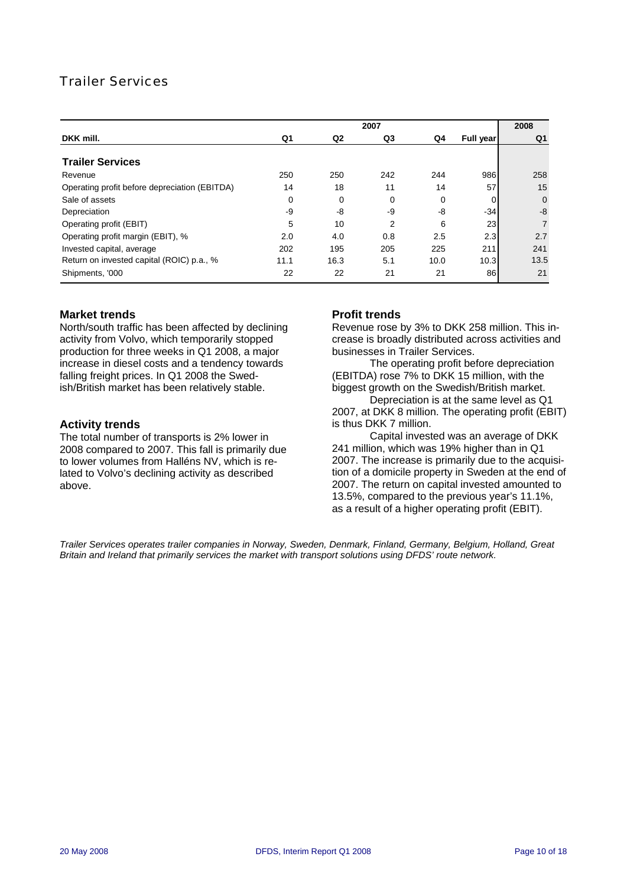# Trailer Services

| DKK mill. | 2007 Q1 | 2007 Q2 | 2007 Q3 | 2007 Q4 | 2007 Full year | 2008 Q1 |
|---|---|---|---|---|---|---|
| **Trailer Services** | | | | | | |
| Revenue | 250 | 250 | 242 | 244 | 986 | 258 |
| Operating profit before depreciation (EBITDA) | 14 | 18 | 11 | 14 | 57 | 15 |
| Sale of assets | 0 | 0 | 0 | 0 | 0 | 0 |
| Depreciation | -9 | -8 | -9 | -8 | -34 | -8 |
| Operating profit (EBIT) | 5 | 10 | 2 | 6 | 23 | 7 |
| Operating profit margin (EBIT), % | 2.0 | 4.0 | 0.8 | 2.5 | 2.3 | 2.7 |
| Invested capital, average | 202 | 195 | 205 | 225 | 211 | 241 |
| Return on invested capital (ROIC) p.a., % | 11.1 | 16.3 | 5.1 | 10.0 | 10.3 | 13.5 |
| Shipments, '000 | 22 | 22 | 21 | 21 | 86 | 21 |

### Market trends

North/south traffic has been affected by declining activity from Volvo, which temporarily stopped production for three weeks in Q1 2008, a major increase in diesel costs and a tendency towards falling freight prices. In Q1 2008 the Swedish/British market has been relatively stable.

### Activity trends

The total number of transports is 2% lower in 2008 compared to 2007. This fall is primarily due to lower volumes from Halléns NV, which is related to Volvo's declining activity as described above.

### Profit trends

Revenue rose by 3% to DKK 258 million. This increase is broadly distributed across activities and businesses in Trailer Services.

The operating profit before depreciation (EBITDA) rose 7% to DKK 15 million, with the biggest growth on the Swedish/British market.

Depreciation is at the same level as Q1 2007, at DKK 8 million. The operating profit (EBIT) is thus DKK 7 million.

Capital invested was an average of DKK 241 million, which was 19% higher than in Q1 2007. The increase is primarily due to the acquisition of a domicile property in Sweden at the end of 2007. The return on capital invested amounted to 13.5%, compared to the previous year's 11.1%, as a result of a higher operating profit (EBIT).

*Trailer Services operates trailer companies in Norway, Sweden, Denmark, Finland, Germany, Belgium, Holland, Great Britain and Ireland that primarily services the market with transport solutions using DFDS' route network.*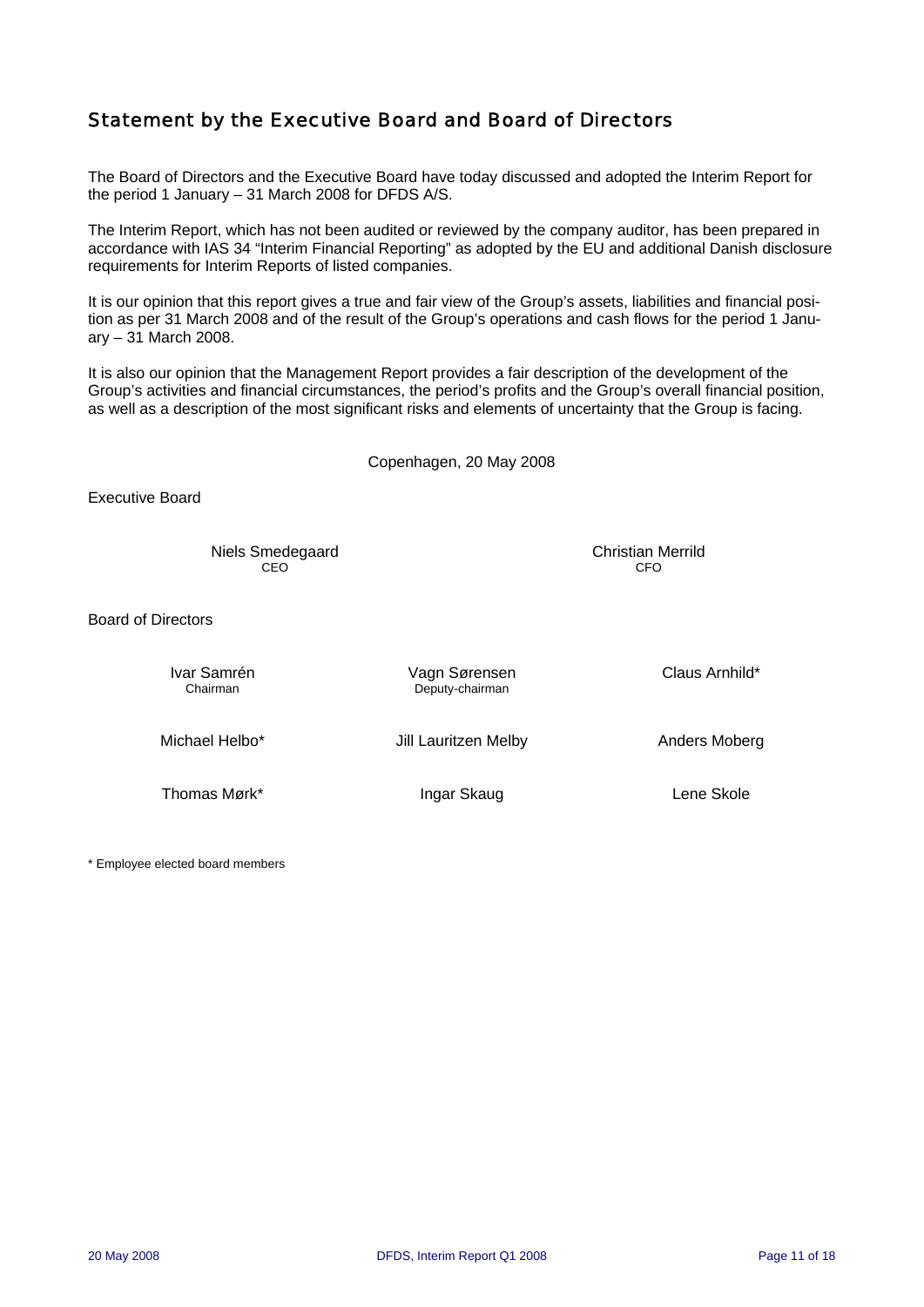# Statement by the Executive Board and Board of Directors

The Board of Directors and the Executive Board have today discussed and adopted the Interim Report for the period 1 January – 31 March 2008 for DFDS A/S.

The Interim Report, which has not been audited or reviewed by the company auditor, has been prepared in accordance with IAS 34 "Interim Financial Reporting" as adopted by the EU and additional Danish disclosure requirements for Interim Reports of listed companies.

It is our opinion that this report gives a true and fair view of the Group's assets, liabilities and financial position as per 31 March 2008 and of the result of the Group's operations and cash flows for the period 1 January – 31 March 2008.

It is also our opinion that the Management Report provides a fair description of the development of the Group's activities and financial circumstances, the period's profits and the Group's overall financial position, as well as a description of the most significant risks and elements of uncertainty that the Group is facing.

Copenhagen, 20 May 2008

Executive Board

Niels Smedegaard
CEO

Christian Merrild
CFO

Board of Directors

Ivar Samrén
Chairman

Vagn Sørensen
Deputy-chairman

Claus Arnhild*

Michael Helbo*

Jill Lauritzen Melby

Anders Moberg

Thomas Mørk*

Ingar Skaug

Lene Skole

* Employee elected board members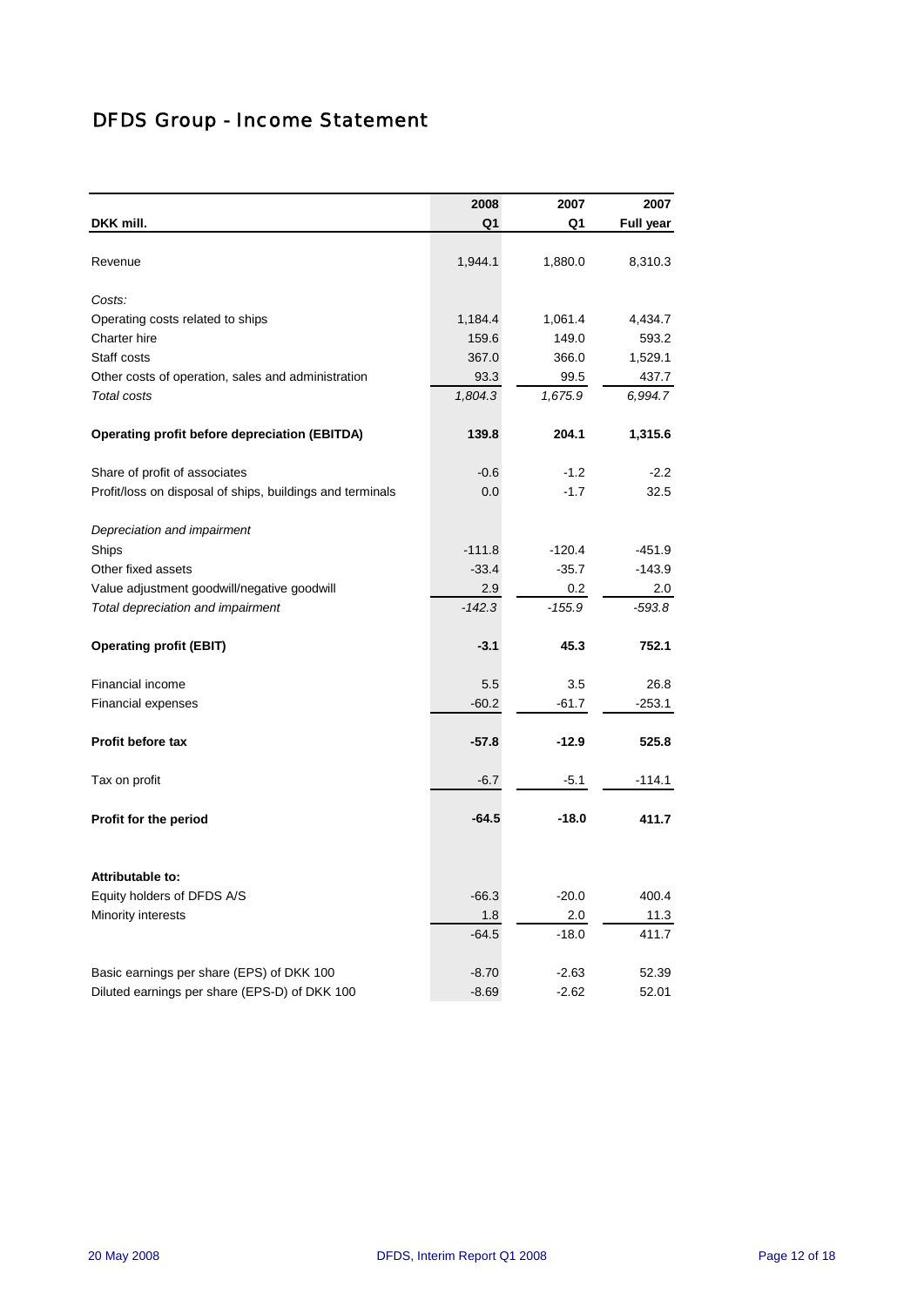# DFDS Group - Income Statement

| DKK mill. | 2008 Q1 | 2007 Q1 | 2007 Full year |
|---|---|---|---|
| Revenue | 1,944.1 | 1,880.0 | 8,310.3 |
| *Costs:* | | | |
| Operating costs related to ships | 1,184.4 | 1,061.4 | 4,434.7 |
| Charter hire | 159.6 | 149.0 | 593.2 |
| Staff costs | 367.0 | 366.0 | 1,529.1 |
| Other costs of operation, sales and administration | 93.3 | 99.5 | 437.7 |
| *Total costs* | *1,804.3* | *1,675.9* | *6,994.7* |
| **Operating profit before depreciation (EBITDA)** | **139.8** | **204.1** | **1,315.6** |
| Share of profit of associates | -0.6 | -1.2 | -2.2 |
| Profit/loss on disposal of ships, buildings and terminals | 0.0 | -1.7 | 32.5 |
| *Depreciation and impairment* | | | |
| Ships | -111.8 | -120.4 | -451.9 |
| Other fixed assets | -33.4 | -35.7 | -143.9 |
| Value adjustment goodwill/negative goodwill | 2.9 | 0.2 | 2.0 |
| *Total depreciation and impairment* | *-142.3* | *-155.9* | *-593.8* |
| **Operating profit (EBIT)** | **-3.1** | **45.3** | **752.1** |
| Financial income | 5.5 | 3.5 | 26.8 |
| Financial expenses | -60.2 | -61.7 | -253.1 |
| **Profit before tax** | **-57.8** | **-12.9** | **525.8** |
| Tax on profit | -6.7 | -5.1 | -114.1 |
| **Profit for the period** | **-64.5** | **-18.0** | **411.7** |
| **Attributable to:** | | | |
| Equity holders of DFDS A/S | -66.3 | -20.0 | 400.4 |
| Minority interests | 1.8 | 2.0 | 11.3 |
| | -64.5 | -18.0 | 411.7 |
| Basic earnings per share (EPS) of DKK 100 | -8.70 | -2.63 | 52.39 |
| Diluted earnings per share (EPS-D) of DKK 100 | -8.69 | -2.62 | 52.01 |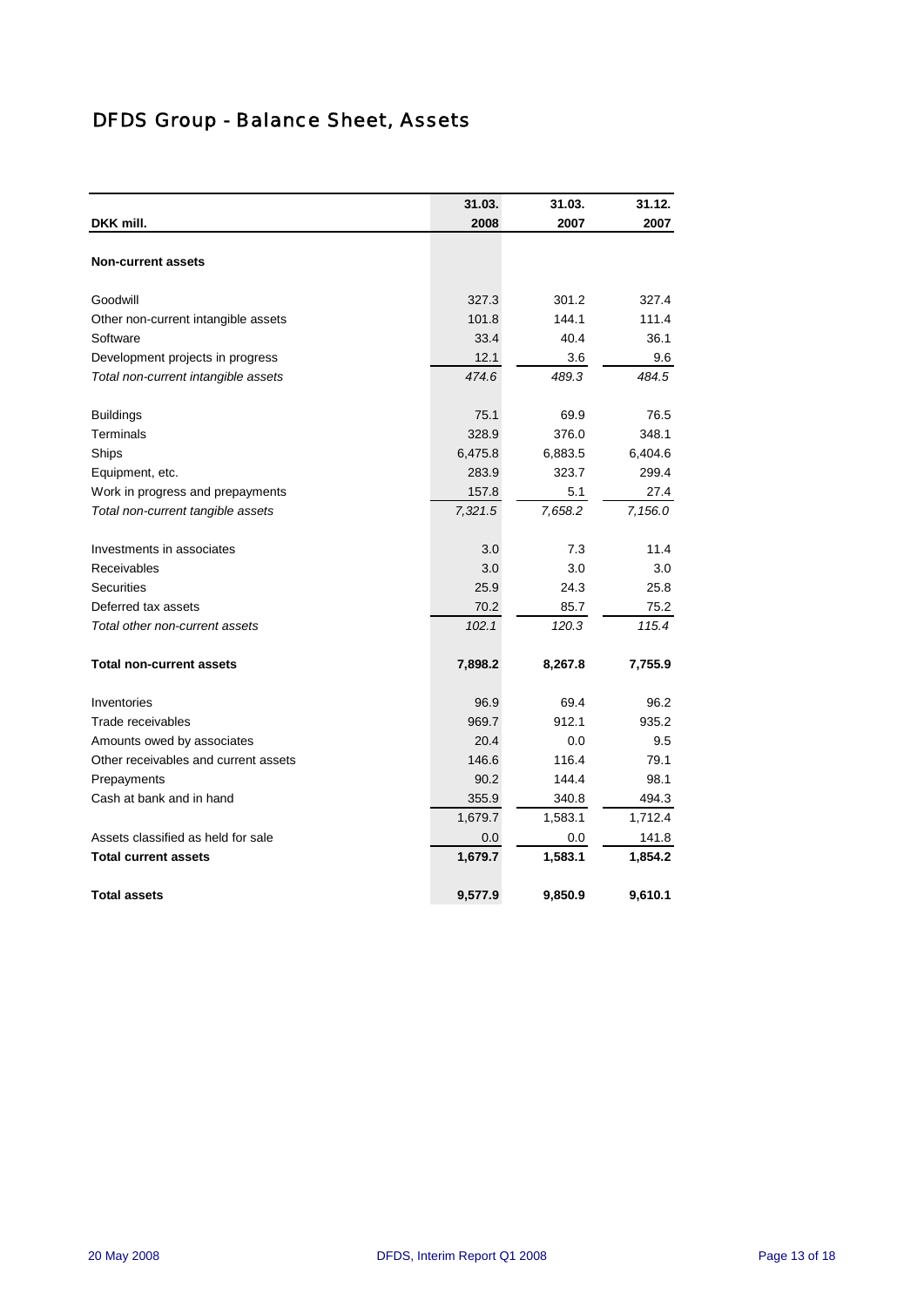# DFDS Group - Balance Sheet, Assets

| DKK mill. | 31.03. 2008 | 31.03. 2007 | 31.12. 2007 |
|---|---|---|---|
| **Non-current assets** | | | |
| Goodwill | 327.3 | 301.2 | 327.4 |
| Other non-current intangible assets | 101.8 | 144.1 | 111.4 |
| Software | 33.4 | 40.4 | 36.1 |
| Development projects in progress | 12.1 | 3.6 | 9.6 |
| *Total non-current intangible assets* | *474.6* | *489.3* | *484.5* |
| Buildings | 75.1 | 69.9 | 76.5 |
| Terminals | 328.9 | 376.0 | 348.1 |
| Ships | 6,475.8 | 6,883.5 | 6,404.6 |
| Equipment, etc. | 283.9 | 323.7 | 299.4 |
| Work in progress and prepayments | 157.8 | 5.1 | 27.4 |
| *Total non-current tangible assets* | *7,321.5* | *7,658.2* | *7,156.0* |
| Investments in associates | 3.0 | 7.3 | 11.4 |
| Receivables | 3.0 | 3.0 | 3.0 |
| Securities | 25.9 | 24.3 | 25.8 |
| Deferred tax assets | 70.2 | 85.7 | 75.2 |
| *Total other non-current assets* | *102.1* | *120.3* | *115.4* |
| **Total non-current assets** | **7,898.2** | **8,267.8** | **7,755.9** |
| Inventories | 96.9 | 69.4 | 96.2 |
| Trade receivables | 969.7 | 912.1 | 935.2 |
| Amounts owed by associates | 20.4 | 0.0 | 9.5 |
| Other receivables and current assets | 146.6 | 116.4 | 79.1 |
| Prepayments | 90.2 | 144.4 | 98.1 |
| Cash at bank and in hand | 355.9 | 340.8 | 494.3 |
| | 1,679.7 | 1,583.1 | 1,712.4 |
| Assets classified as held for sale | 0.0 | 0.0 | 141.8 |
| **Total current assets** | **1,679.7** | **1,583.1** | **1,854.2** |
| **Total assets** | **9,577.9** | **9,850.9** | **9,610.1** |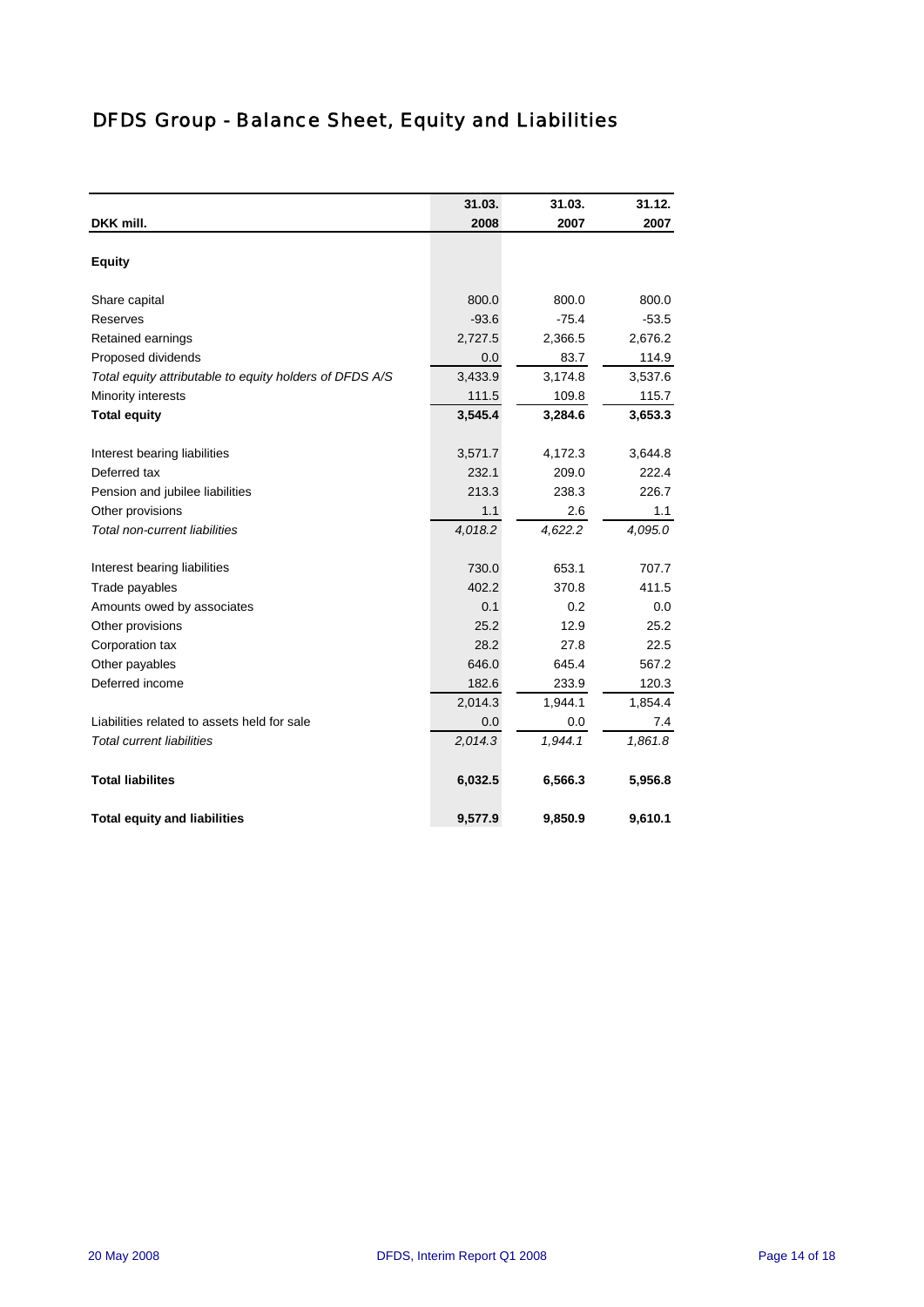# DFDS Group - Balance Sheet, Equity and Liabilities

| DKK mill. | 31.03. 2008 | 31.03. 2007 | 31.12. 2007 |
|---|---|---|---|
| **Equity** | | | |
| Share capital | 800.0 | 800.0 | 800.0 |
| Reserves | -93.6 | -75.4 | -53.5 |
| Retained earnings | 2,727.5 | 2,366.5 | 2,676.2 |
| Proposed dividends | 0.0 | 83.7 | 114.9 |
| *Total equity attributable to equity holders of DFDS A/S* | 3,433.9 | 3,174.8 | 3,537.6 |
| Minority interests | 111.5 | 109.8 | 115.7 |
| **Total equity** | **3,545.4** | **3,284.6** | **3,653.3** |
| Interest bearing liabilities | 3,571.7 | 4,172.3 | 3,644.8 |
| Deferred tax | 232.1 | 209.0 | 222.4 |
| Pension and jubilee liabilities | 213.3 | 238.3 | 226.7 |
| Other provisions | 1.1 | 2.6 | 1.1 |
| *Total non-current liabilities* | *4,018.2* | *4,622.2* | *4,095.0* |
| Interest bearing liabilities | 730.0 | 653.1 | 707.7 |
| Trade payables | 402.2 | 370.8 | 411.5 |
| Amounts owed by associates | 0.1 | 0.2 | 0.0 |
| Other provisions | 25.2 | 12.9 | 25.2 |
| Corporation tax | 28.2 | 27.8 | 22.5 |
| Other payables | 646.0 | 645.4 | 567.2 |
| Deferred income | 182.6 | 233.9 | 120.3 |
| | 2,014.3 | 1,944.1 | 1,854.4 |
| Liabilities related to assets held for sale | 0.0 | 0.0 | 7.4 |
| *Total current liabilities* | *2,014.3* | *1,944.1* | *1,861.8* |
| **Total liabilites** | **6,032.5** | **6,566.3** | **5,956.8** |
| **Total equity and liabilities** | **9,577.9** | **9,850.9** | **9,610.1** |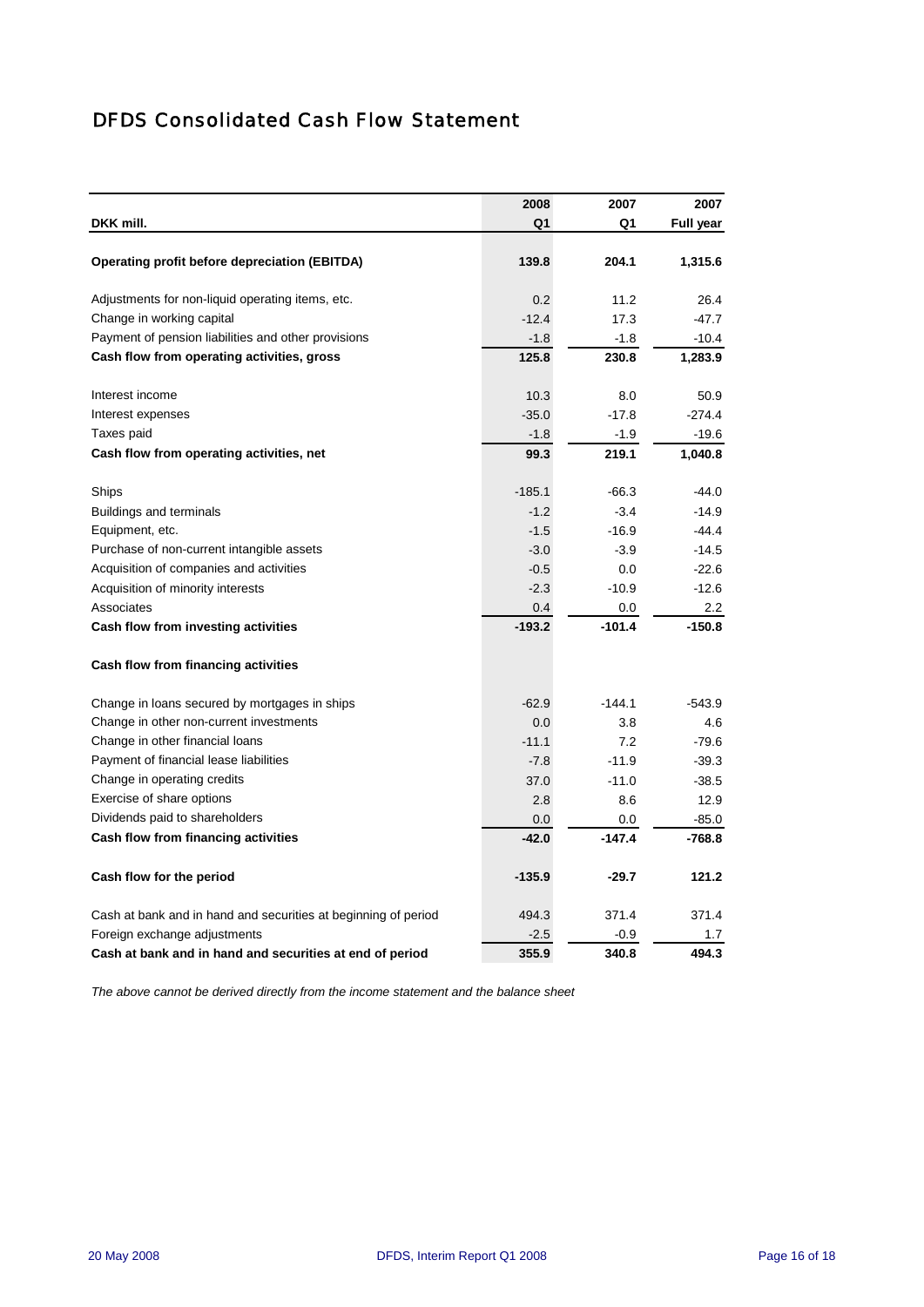# DFDS Consolidated Cash Flow Statement

| DKK mill. | 2008 Q1 | 2007 Q1 | 2007 Full year |
|---|---|---|---|
| **Operating profit before depreciation (EBITDA)** | **139.8** | **204.1** | **1,315.6** |
| Adjustments for non-liquid operating items, etc. | 0.2 | 11.2 | 26.4 |
| Change in working capital | -12.4 | 17.3 | -47.7 |
| Payment of pension liabilities and other provisions | -1.8 | -1.8 | -10.4 |
| **Cash flow from operating activities, gross** | **125.8** | **230.8** | **1,283.9** |
| Interest income | 10.3 | 8.0 | 50.9 |
| Interest expenses | -35.0 | -17.8 | -274.4 |
| Taxes paid | -1.8 | -1.9 | -19.6 |
| **Cash flow from operating activities, net** | **99.3** | **219.1** | **1,040.8** |
| Ships | -185.1 | -66.3 | -44.0 |
| Buildings and terminals | -1.2 | -3.4 | -14.9 |
| Equipment, etc. | -1.5 | -16.9 | -44.4 |
| Purchase of non-current intangible assets | -3.0 | -3.9 | -14.5 |
| Acquisition of companies and activities | -0.5 | 0.0 | -22.6 |
| Acquisition of minority interests | -2.3 | -10.9 | -12.6 |
| Associates | 0.4 | 0.0 | 2.2 |
| **Cash flow from investing activities** | **-193.2** | **-101.4** | **-150.8** |
| **Cash flow from financing activities** | | | |
| Change in loans secured by mortgages in ships | -62.9 | -144.1 | -543.9 |
| Change in other non-current investments | 0.0 | 3.8 | 4.6 |
| Change in other financial loans | -11.1 | 7.2 | -79.6 |
| Payment of financial lease liabilities | -7.8 | -11.9 | -39.3 |
| Change in operating credits | 37.0 | -11.0 | -38.5 |
| Exercise of share options | 2.8 | 8.6 | 12.9 |
| Dividends paid to shareholders | 0.0 | 0.0 | -85.0 |
| **Cash flow from financing activities** | **-42.0** | **-147.4** | **-768.8** |
| **Cash flow for the period** | **-135.9** | **-29.7** | **121.2** |
| Cash at bank and in hand and securities at beginning of period | 494.3 | 371.4 | 371.4 |
| Foreign exchange adjustments | -2.5 | -0.9 | 1.7 |
| **Cash at bank and in hand and securities at end of period** | **355.9** | **340.8** | **494.3** |

*The above cannot be derived directly from the income statement and the balance sheet*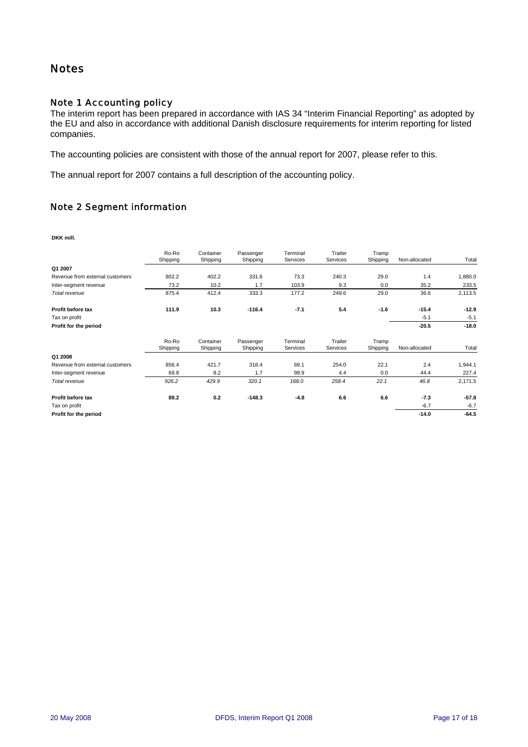# Notes

## Note 1 Accounting policy

The interim report has been prepared in accordance with IAS 34 "Interim Financial Reporting" as adopted by the EU and also in accordance with additional Danish disclosure requirements for interim reporting for listed companies.

The accounting policies are consistent with those of the annual report for 2007, please refer to this.

The annual report for 2007 contains a full description of the accounting policy.

## Note 2 Segment information

**DKK mill.**

| | Ro-Ro Shipping | Container Shipping | Passenger Shipping | Terminal Services | Trailer Services | Tramp Shipping | Non-allocated | Total |
|---|---|---|---|---|---|---|---|---|
| **Q1 2007** | | | | | | | | |
| Revenue from external customers | 802.2 | 402.2 | 331.6 | 73.3 | 240.3 | 29.0 | 1.4 | 1,880.0 |
| Inter-segment revenue | 73.2 | 10.2 | 1.7 | 103.9 | 9.3 | 0.0 | 35.2 | 233.5 |
| *Total revenue* | 875.4 | 412.4 | 333.3 | 177.2 | 249.6 | 29.0 | 36.6 | 2,113.5 |
| **Profit before tax** | **111.9** | **10.3** | **-116.4** | **-7.1** | **5.4** | **-1.6** | **-15.4** | **-12.9** |
| Tax on profit | | | | | | | -5.1 | -5.1 |
| **Profit for the period** | | | | | | | **-20.5** | **-18.0** |

| | Ro-Ro Shipping | Container Shipping | Passenger Shipping | Terminal Services | Trailer Services | Tramp Shipping | Non-allocated | Total |
|---|---|---|---|---|---|---|---|---|
| **Q1 2008** | | | | | | | | |
| Revenue from external customers | 856.4 | 421.7 | 318.4 | 69.1 | 254.0 | 22.1 | 2.4 | 1,944.1 |
| Inter-segment revenue | 69.8 | 8.2 | 1.7 | 98.9 | 4.4 | 0.0 | 44.4 | 227.4 |
| *Total revenue* | *926.2* | *429.9* | *320.1* | *168.0* | *258.4* | *22.1* | *46.8* | 2,171.5 |
| **Profit before tax** | **89.2** | **0.2** | **-148.3** | **-4.8** | **6.6** | **6.6** | **-7.3** | **-57.8** |
| Tax on profit | | | | | | | -6.7 | -6.7 |
| **Profit for the period** | | | | | | | **-14.0** | **-64.5** |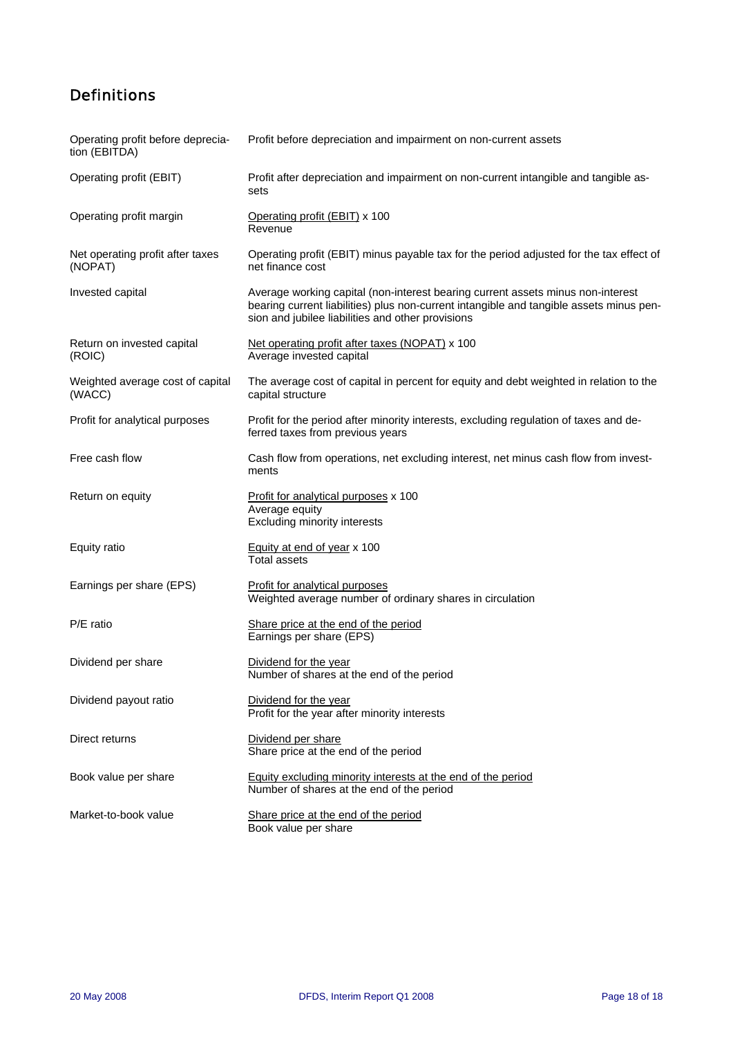## Definitions

| | |
|---|---|
| Operating profit before depreciation (EBITDA) | Profit before depreciation and impairment on non-current assets |
| Operating profit (EBIT) | Profit after depreciation and impairment on non-current intangible and tangible assets |
| Operating profit margin | $\frac{\text{Operating profit (EBIT)} \times 100}{\text{Revenue}}$ |
| Net operating profit after taxes (NOPAT) | Operating profit (EBIT) minus payable tax for the period adjusted for the tax effect of net finance cost |
| Invested capital | Average working capital (non-interest bearing current assets minus non-interest bearing current liabilities) plus non-current intangible and tangible assets minus pension and jubilee liabilities and other provisions |
| Return on invested capital (ROIC) | $\frac{\text{Net operating profit after taxes (NOPAT)} \times 100}{\text{Average invested capital}}$ |
| Weighted average cost of capital (WACC) | The average cost of capital in percent for equity and debt weighted in relation to the capital structure |
| Profit for analytical purposes | Profit for the period after minority interests, excluding regulation of taxes and deferred taxes from previous years |
| Free cash flow | Cash flow from operations, net excluding interest, net minus cash flow from investments |
| Return on equity | $\frac{\text{Profit for analytical purposes} \times 100}{\text{Average equity}}$ Excluding minority interests |
| Equity ratio | $\frac{\text{Equity at end of year} \times 100}{\text{Total assets}}$ |
| Earnings per share (EPS) | $\frac{\text{Profit for analytical purposes}}{\text{Weighted average number of ordinary shares in circulation}}$ |
| P/E ratio | $\frac{\text{Share price at the end of the period}}{\text{Earnings per share (EPS)}}$ |
| Dividend per share | $\frac{\text{Dividend for the year}}{\text{Number of shares at the end of the period}}$ |
| Dividend payout ratio | $\frac{\text{Dividend for the year}}{\text{Profit for the year after minority interests}}$ |
| Direct returns | $\frac{\text{Dividend per share}}{\text{Share price at the end of the period}}$ |
| Book value per share | $\frac{\text{Equity excluding minority interests at the end of the period}}{\text{Number of shares at the end of the period}}$ |
| Market-to-book value | $\frac{\text{Share price at the end of the period}}{\text{Book value per share}}$ |